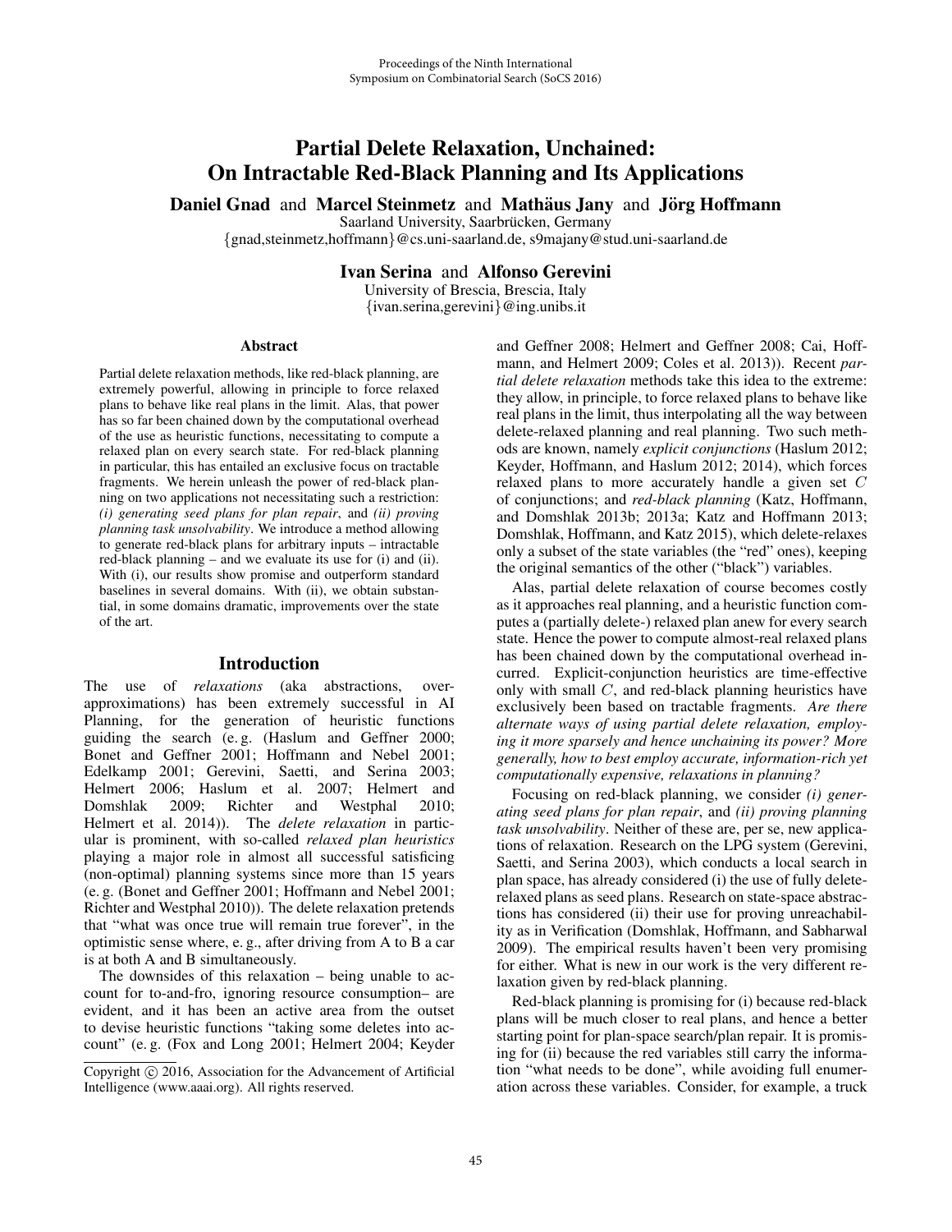# Partial Delete Relaxation, Unchained: On Intractable Red-Black Planning and Its Applications

**Daniel Gnad** and **Marcel Steinmetz** and **Mathäus Jany** and **Jörg Hoffmann**
Saarland University, Saarbrücken, Germany
{gnad,steinmetz,hoffmann}@cs.uni-saarland.de, s9majany@stud.uni-saarland.de

**Ivan Serina** and **Alfonso Gerevini**
University of Brescia, Brescia, Italy
{ivan.serina,gerevini}@ing.unibs.it

## Abstract

Partial delete relaxation methods, like red-black planning, are extremely powerful, allowing in principle to force relaxed plans to behave like real plans in the limit. Alas, that power has so far been chained down by the computational overhead of the use as heuristic functions, necessitating to compute a relaxed plan on every search state. For red-black planning in particular, this has entailed an exclusive focus on tractable fragments. We herein unleash the power of red-black planning on two applications not necessitating such a restriction: *(i) generating seed plans for plan repair*, and *(ii) proving planning task unsolvability*. We introduce a method allowing to generate red-black plans for arbitrary inputs – intractable red-black planning – and we evaluate its use for (i) and (ii). With (i), our results show promise and outperform standard baselines in several domains. With (ii), we obtain substantial, in some domains dramatic, improvements over the state of the art.

## Introduction

The use of *relaxations* (aka abstractions, over-approximations) has been extremely successful in AI Planning, for the generation of heuristic functions guiding the search (e. g. (Haslum and Geffner 2000; Bonet and Geffner 2001; Hoffmann and Nebel 2001; Edelkamp 2001; Gerevini, Saetti, and Serina 2003; Helmert 2006; Haslum et al. 2007; Helmert and Domshlak 2009; Richter and Westphal 2010; Helmert et al. 2014)). The *delete relaxation* in particular is prominent, with so-called *relaxed plan heuristics* playing a major role in almost all successful satisficing (non-optimal) planning systems since more than 15 years (e. g. (Bonet and Geffner 2001; Hoffmann and Nebel 2001; Richter and Westphal 2010)). The delete relaxation pretends that "what was once true will remain true forever", in the optimistic sense where, e. g., after driving from A to B a car is at both A and B simultaneously.

The downsides of this relaxation – being unable to account for to-and-fro, ignoring resource consumption– are evident, and it has been an active area from the outset to devise heuristic functions "taking some deletes into account" (e. g. (Fox and Long 2001; Helmert 2004; Keyder and Geffner 2008; Helmert and Geffner 2008; Cai, Hoffmann, and Helmert 2009; Coles et al. 2013)). Recent *partial delete relaxation* methods take this idea to the extreme: they allow, in principle, to force relaxed plans to behave like real plans in the limit, thus interpolating all the way between delete-relaxed planning and real planning. Two such methods are known, namely *explicit conjunctions* (Haslum 2012; Keyder, Hoffmann, and Haslum 2012; 2014), which forces relaxed plans to more accurately handle a given set $C$ of conjunctions; and *red-black planning* (Katz, Hoffmann, and Domshlak 2013b; 2013a; Katz and Hoffmann 2013; Domshlak, Hoffmann, and Katz 2015), which delete-relaxes only a subset of the state variables (the "red" ones), keeping the original semantics of the other ("black") variables.

Alas, partial delete relaxation of course becomes costly as it approaches real planning, and a heuristic function computes a (partially delete-) relaxed plan anew for every search state. Hence the power to compute almost-real relaxed plans has been chained down by the computational overhead incurred. Explicit-conjunction heuristics are time-effective only with small $C$, and red-black planning heuristics have exclusively been based on tractable fragments. *Are there alternate ways of using partial delete relaxation, employing it more sparsely and hence unchaining its power? More generally, how to best employ accurate, information-rich yet computationally expensive, relaxations in planning?*

Focusing on red-black planning, we consider *(i) generating seed plans for plan repair*, and *(ii) proving planning task unsolvability*. Neither of these are, per se, new applications of relaxation. Research on the LPG system (Gerevini, Saetti, and Serina 2003), which conducts a local search in plan space, has already considered (i) the use of fully delete-relaxed plans as seed plans. Research on state-space abstractions has considered (ii) their use for proving unreachability as in Verification (Domshlak, Hoffmann, and Sabharwal 2009). The empirical results haven't been very promising for either. What is new in our work is the very different relaxation given by red-black planning.

Red-black planning is promising for (i) because red-black plans will be much closer to real plans, and hence a better starting point for plan-space search/plan repair. It is promising for (ii) because the red variables still carry the information "what needs to be done", while avoiding full enumeration across these variables. Consider, for example, a truck

Copyright © 2016, Association for the Advancement of Artificial Intelligence (www.aaai.org). All rights reserved.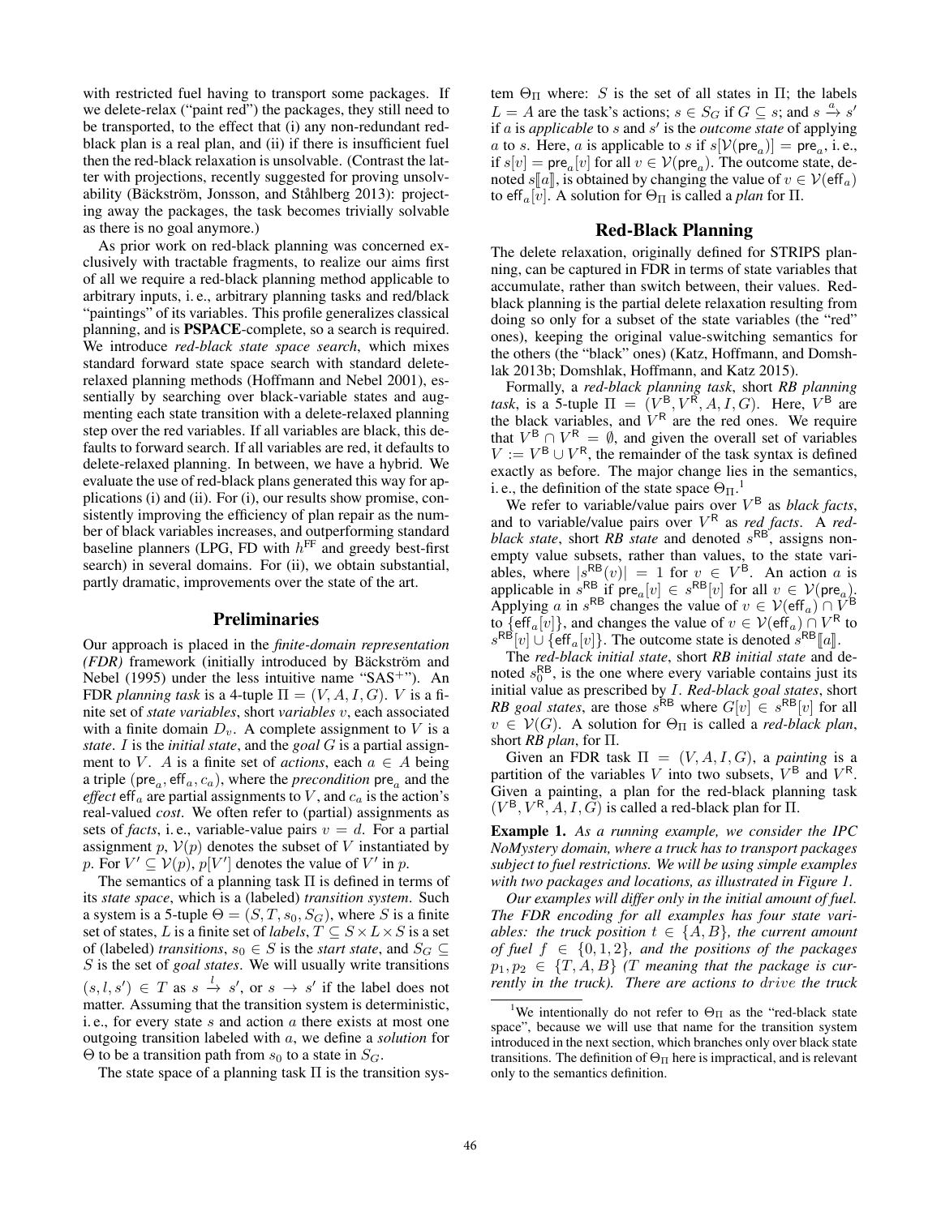with restricted fuel having to transport some packages. If we delete-relax ("paint red") the packages, they still need to be transported, to the effect that (i) any non-redundant red-black plan is a real plan, and (ii) if there is insufficient fuel then the red-black relaxation is unsolvable. (Contrast the latter with projections, recently suggested for proving unsolvability (Bäckström, Jonsson, and Ståhlberg 2013): projecting away the packages, the task becomes trivially solvable as there is no goal anymore.)

As prior work on red-black planning was concerned exclusively with tractable fragments, to realize our aims first of all we require a red-black planning method applicable to arbitrary inputs, i. e., arbitrary planning tasks and red/black "paintings" of its variables. This profile generalizes classical planning, and is **PSPACE**-complete, so a search is required. We introduce *red-black state space search*, which mixes standard forward state space search with standard delete-relaxed planning methods (Hoffmann and Nebel 2001), essentially by searching over black-variable states and augmenting each state transition with a delete-relaxed planning step over the red variables. If all variables are black, this defaults to forward search. If all variables are red, it defaults to delete-relaxed planning. In between, we have a hybrid. We evaluate the use of red-black plans generated this way for applications (i) and (ii). For (i), our results show promise, consistently improving the efficiency of plan repair as the number of black variables increases, and outperforming standard baseline planners (LPG, FD with $h^{\mathsf{FF}}$ and greedy best-first search) in several domains. For (ii), we obtain substantial, partly dramatic, improvements over the state of the art.

## Preliminaries

Our approach is placed in the *finite-domain representation (FDR)* framework (initially introduced by Bäckström and Nebel (1995) under the less intuitive name "SAS$^+$"). An FDR *planning task* is a 4-tuple $\Pi = (V, A, I, G)$. $V$ is a finite set of *state variables*, short *variables* $v$, each associated with a finite domain $D_v$. A complete assignment to $V$ is a *state*. $I$ is the *initial state*, and the *goal* $G$ is a partial assignment to $V$. $A$ is a finite set of *actions*, each $a \in A$ being a triple $(\mathsf{pre}_a, \mathsf{eff}_a, c_a)$, where the *precondition* $\mathsf{pre}_a$ and the *effect* $\mathsf{eff}_a$ are partial assignments to $V$, and $c_a$ is the action's real-valued *cost*. We often refer to (partial) assignments as sets of *facts*, i. e., variable-value pairs $v = d$. For a partial assignment $p$, $\mathcal{V}(p)$ denotes the subset of $V$ instantiated by $p$. For $V' \subseteq \mathcal{V}(p)$, $p[V']$ denotes the value of $V'$ in $p$.

The semantics of a planning task $\Pi$ is defined in terms of its *state space*, which is a (labeled) *transition system*. Such a system is a 5-tuple $\Theta = (S, T, s_0, S_G)$, where $S$ is a finite set of states, $L$ is a finite set of *labels*, $T \subseteq S \times L \times S$ is a set of (labeled) *transitions*, $s_0 \in S$ is the *start state*, and $S_G \subseteq S$ is the set of *goal states*. We will usually write transitions $(s, l, s') \in T$ as $s \xrightarrow{l} s'$, or $s \rightarrow s'$ if the label does not matter. Assuming that the transition system is deterministic, i. e., for every state $s$ and action $a$ there exists at most one outgoing transition labeled with $a$, we define a *solution* for $\Theta$ to be a transition path from $s_0$ to a state in $S_G$.

The state space of a planning task $\Pi$ is the transition system $\Theta_\Pi$ where: $S$ is the set of all states in $\Pi$; the labels $L = A$ are the task's actions; $s \in S_G$ if $G \subseteq s$; and $s \xrightarrow{a} s'$ if $a$ is *applicable* to $s$ and $s'$ is the *outcome state* of applying $a$ to $s$. Here, $a$ is applicable to $s$ if $s[\mathcal{V}(\mathsf{pre}_a)] = \mathsf{pre}_a$, i. e., if $s[v] = \mathsf{pre}_a[v]$ for all $v \in \mathcal{V}(\mathsf{pre}_a)$. The outcome state, denoted $s[\![a]\!]$, is obtained by changing the value of $v \in \mathcal{V}(\mathsf{eff}_a)$ to $\mathsf{eff}_a[v]$. A solution for $\Theta_\Pi$ is called a *plan* for $\Pi$.

## Red-Black Planning

The delete relaxation, originally defined for STRIPS planning, can be captured in FDR in terms of state variables that accumulate, rather than switch between, their values. Red-black planning is the partial delete relaxation resulting from doing so only for a subset of the state variables (the "red" ones), keeping the original value-switching semantics for the others (the "black" ones) (Katz, Hoffmann, and Domshlak 2013b; Domshlak, Hoffmann, and Katz 2015).

Formally, a *red-black planning task*, short *RB planning task*, is a 5-tuple $\Pi = (V^{\mathsf{B}}, V^{\mathsf{R}}, A, I, G)$. Here, $V^{\mathsf{B}}$ are the black variables, and $V^{\mathsf{R}}$ are the red ones. We require that $V^{\mathsf{B}} \cap V^{\mathsf{R}} = \emptyset$, and given the overall set of variables $V := V^{\mathsf{B}} \cup V^{\mathsf{R}}$, the remainder of the task syntax is defined exactly as before. The major change lies in the semantics, i. e., the definition of the state space $\Theta_\Pi$.[1]

We refer to variable/value pairs over $V^{\mathsf{B}}$ as *black facts*, and to variable/value pairs over $V^{\mathsf{R}}$ as *red facts*. A *red-black state*, short *RB state* and denoted $s^{\mathsf{RB}}$, assigns non-empty value subsets, rather than values, to the state variables, where $|s^{\mathsf{RB}}(v)| = 1$ for $v \in V^{\mathsf{B}}$. An action $a$ is applicable in $s^{\mathsf{RB}}$ if $\mathsf{pre}_a[v] \in s^{\mathsf{RB}}[v]$ for all $v \in \mathcal{V}(\mathsf{pre}_a)$. Applying $a$ in $s^{\mathsf{RB}}$ changes the value of $v \in \mathcal{V}(\mathsf{eff}_a) \cap V^{\mathsf{B}}$ to $\{\mathsf{eff}_a[v]\}$, and changes the value of $v \in \mathcal{V}(\mathsf{eff}_a) \cap V^{\mathsf{R}}$ to $s^{\mathsf{RB}}[v] \cup \{\mathsf{eff}_a[v]\}$. The outcome state is denoted $s^{\mathsf{RB}}[\![a]\!]$.

The *red-black initial state*, short *RB initial state* and denoted $s_0^{\mathsf{RB}}$, is the one where every variable contains just its initial value as prescribed by $I$. *Red-black goal states*, short *RB goal states*, are those $s^{\mathsf{RB}}$ where $G[v] \in s^{\mathsf{RB}}[v]$ for all $v \in \mathcal{V}(G)$. A solution for $\Theta_\Pi$ is called a *red-black plan*, short *RB plan*, for $\Pi$.

Given an FDR task $\Pi = (V, A, I, G)$, a *painting* is a partition of the variables $V$ into two subsets, $V^{\mathsf{B}}$ and $V^{\mathsf{R}}$. Given a painting, a plan for the red-black planning task $(V^{\mathsf{B}}, V^{\mathsf{R}}, A, I, G)$ is called a red-black plan for $\Pi$.

**Example 1.** *As a running example, we consider the IPC NoMystery domain, where a truck has to transport packages subject to fuel restrictions. We will be using simple examples with two packages and locations, as illustrated in Figure 1.*

*Our examples will differ only in the initial amount of fuel. The FDR encoding for all examples has four state variables: the truck position $t \in \{A, B\}$, the current amount of fuel $f \in \{0, 1, 2\}$, and the positions of the packages $p_1, p_2 \in \{T, A, B\}$ ($T$ meaning that the package is currently in the truck). There are actions to drive the truck*

[1] We intentionally do not refer to $\Theta_\Pi$ as the "red-black state space", because we will use that name for the transition system introduced in the next section, which branches only over black state transitions. The definition of $\Theta_\Pi$ here is impractical, and is relevant only to the semantics definition.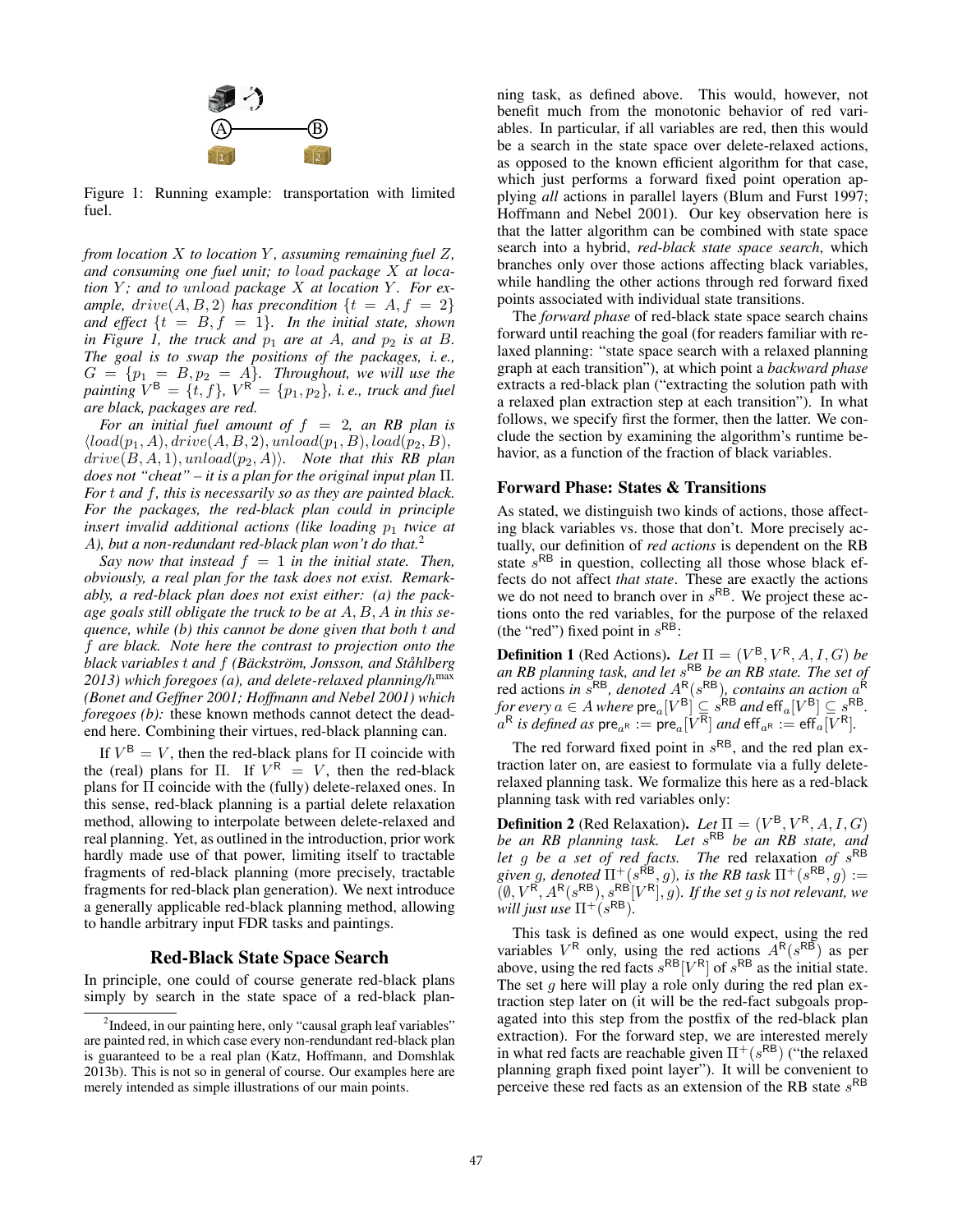Figure 1: Running example: transportation with limited fuel.

*from location $X$ to location $Y$, assuming remaining fuel $Z$, and consuming one fuel unit; to $load$ package $X$ at location $Y$; and to $unload$ package $X$ at location $Y$. For example, $drive(A, B, 2)$ has precondition $\{t = A, f = 2\}$ and effect $\{t = B, f = 1\}$. In the initial state, shown in Figure 1, the truck and $p_1$ are at $A$, and $p_2$ is at $B$. The goal is to swap the positions of the packages, i. e., $G = \{p_1 = B, p_2 = A\}$. Throughout, we will use the painting $V^{\mathsf{B}} = \{t, f\}$, $V^{\mathsf{R}} = \{p_1, p_2\}$, i. e., truck and fuel are black, packages are red.*

*For an initial fuel amount of $f = 2$, an RB plan is $\langle load(p_1, A), drive(A, B, 2), unload(p_1, B), load(p_2, B), drive(B, A, 1), unload(p_2, A)\rangle$. Note that this RB plan does not "cheat" – it is a plan for the original input plan $\Pi$. For $t$ and $f$, this is necessarily so as they are painted black. For the packages, the red-black plan could in principle insert invalid additional actions (like loading $p_1$ twice at $A$), but a non-redundant red-black plan won't do that.*[2]

*Say now that instead $f = 1$ in the initial state. Then, obviously, a real plan for the task does not exist. Remarkably, a red-black plan does not exist either: (a) the package goals still obligate the truck to be at $A, B, A$ in this sequence, while (b) this cannot be done given that both $t$ and $f$ are black. Note here the contrast to projection onto the black variables $t$ and $f$ (Bäckström, Jonsson, and Ståhlberg 2013) which foregoes (a), and delete-relaxed planning/$h^{\max}$ (Bonet and Geffner 2001; Hoffmann and Nebel 2001) which foregoes (b): these known methods cannot detect the dead-end here. Combining their virtues, red-black planning can.*

If $V^{\mathsf{B}} = V$, then the red-black plans for $\Pi$ coincide with the (real) plans for $\Pi$. If $V^{\mathsf{R}} = V$, then the red-black plans for $\Pi$ coincide with the (fully) delete-relaxed ones. In this sense, red-black planning is a partial delete relaxation method, allowing to interpolate between delete-relaxed and real planning. Yet, as outlined in the introduction, prior work hardly made use of that power, limiting itself to tractable fragments of red-black planning (more precisely, tractable fragments for red-black plan generation). We next introduce a generally applicable red-black planning method, allowing to handle arbitrary input FDR tasks and paintings.

## Red-Black State Space Search

In principle, one could of course generate red-black plans simply by search in the state space of a red-black planning task, as defined above. This would, however, not benefit much from the monotonic behavior of red variables. In particular, if all variables are red, then this would be a search in the state space over delete-relaxed actions, as opposed to the known efficient algorithm for that case, which just performs a forward fixed point operation applying *all* actions in parallel layers (Blum and Furst 1997; Hoffmann and Nebel 2001). Our key observation here is that the latter algorithm can be combined with state space search into a hybrid, *red-black state space search*, which branches only over those actions affecting black variables, while handling the other actions through red forward fixed points associated with individual state transitions.

The *forward phase* of red-black state space search chains forward until reaching the goal (for readers familiar with relaxed planning: "state space search with a relaxed planning graph at each transition"), at which point a *backward phase* extracts a red-black plan ("extracting the solution path with a relaxed plan extraction step at each transition"). In what follows, we specify first the former, then the latter. We conclude the section by examining the algorithm's runtime behavior, as a function of the fraction of black variables.

### Forward Phase: States & Transitions

As stated, we distinguish two kinds of actions, those affecting black variables vs. those that don't. More precisely actually, our definition of *red actions* is dependent on the RB state $s^{\mathsf{RB}}$ in question, collecting all those whose black effects do not affect *that state*. These are exactly the actions we do not need to branch over in $s^{\mathsf{RB}}$. We project these actions onto the red variables, for the purpose of the relaxed (the "red") fixed point in $s^{\mathsf{RB}}$:

**Definition 1** (Red Actions). *Let $\Pi = (V^{\mathsf{B}}, V^{\mathsf{R}}, A, I, G)$ be an RB planning task, and let $s^{\mathsf{RB}}$ be an RB state. The set of red actions in $s^{\mathsf{RB}}$, denoted $A^{\mathsf{R}}(s^{\mathsf{RB}})$, contains an action $a^{\mathsf{R}}$ for every $a \in A$ where $\mathsf{pre}_a[V^{\mathsf{B}}] \subseteq s^{\mathsf{RB}}$ and $\mathsf{eff}_a[V^{\mathsf{B}}] \subseteq s^{\mathsf{RB}}$. $a^{\mathsf{R}}$ is defined as $\mathsf{pre}_{a^{\mathsf{R}}} := \mathsf{pre}_a[V^{\mathsf{R}}]$ and $\mathsf{eff}_{a^{\mathsf{R}}} := \mathsf{eff}_a[V^{\mathsf{R}}]$.*

The red forward fixed point in $s^{\mathsf{RB}}$, and the red plan extraction later on, are easiest to formulate via a fully delete-relaxed planning task. We formalize this here as a red-black planning task with red variables only:

**Definition 2** (Red Relaxation). *Let $\Pi = (V^{\mathsf{B}}, V^{\mathsf{R}}, A, I, G)$ be an RB planning task. Let $s^{\mathsf{RB}}$ be an RB state, and let $g$ be a set of red facts. The red relaxation of $s^{\mathsf{RB}}$ given $g$, denoted $\Pi^+(s^{\mathsf{RB}}, g)$, is the RB task $\Pi^+(s^{\mathsf{RB}}, g) := (\emptyset, V^{\mathsf{R}}, A^{\mathsf{R}}(s^{\mathsf{RB}}), s^{\mathsf{RB}}[V^{\mathsf{R}}], g)$. If the set $g$ is not relevant, we will just use $\Pi^+(s^{\mathsf{RB}})$.*

This task is defined as one would expect, using the red variables $V^{\mathsf{R}}$ only, using the red actions $A^{\mathsf{R}}(s^{\mathsf{RB}})$ as per above, using the red facts $s^{\mathsf{RB}}[V^{\mathsf{R}}]$ of $s^{\mathsf{RB}}$ as the initial state. The set $g$ here will play a role only during the red plan extraction step later on (it will be the red-fact subgoals propagated into this step from the postfix of the red-black plan extraction). For the forward step, we are interested merely in what red facts are reachable given $\Pi^+(s^{\mathsf{RB}})$ ("the relaxed planning graph fixed point layer"). It will be convenient to perceive these red facts as an extension of the RB state $s^{\mathsf{RB}}$

---

[2] Indeed, in our painting here, only "causal graph leaf variables" are painted red, in which case every non-redundant red-black plan is guaranteed to be a real plan (Katz, Hoffmann, and Domshlak 2013b). This is not so in general of course. Our examples here are merely intended as simple illustrations of our main points.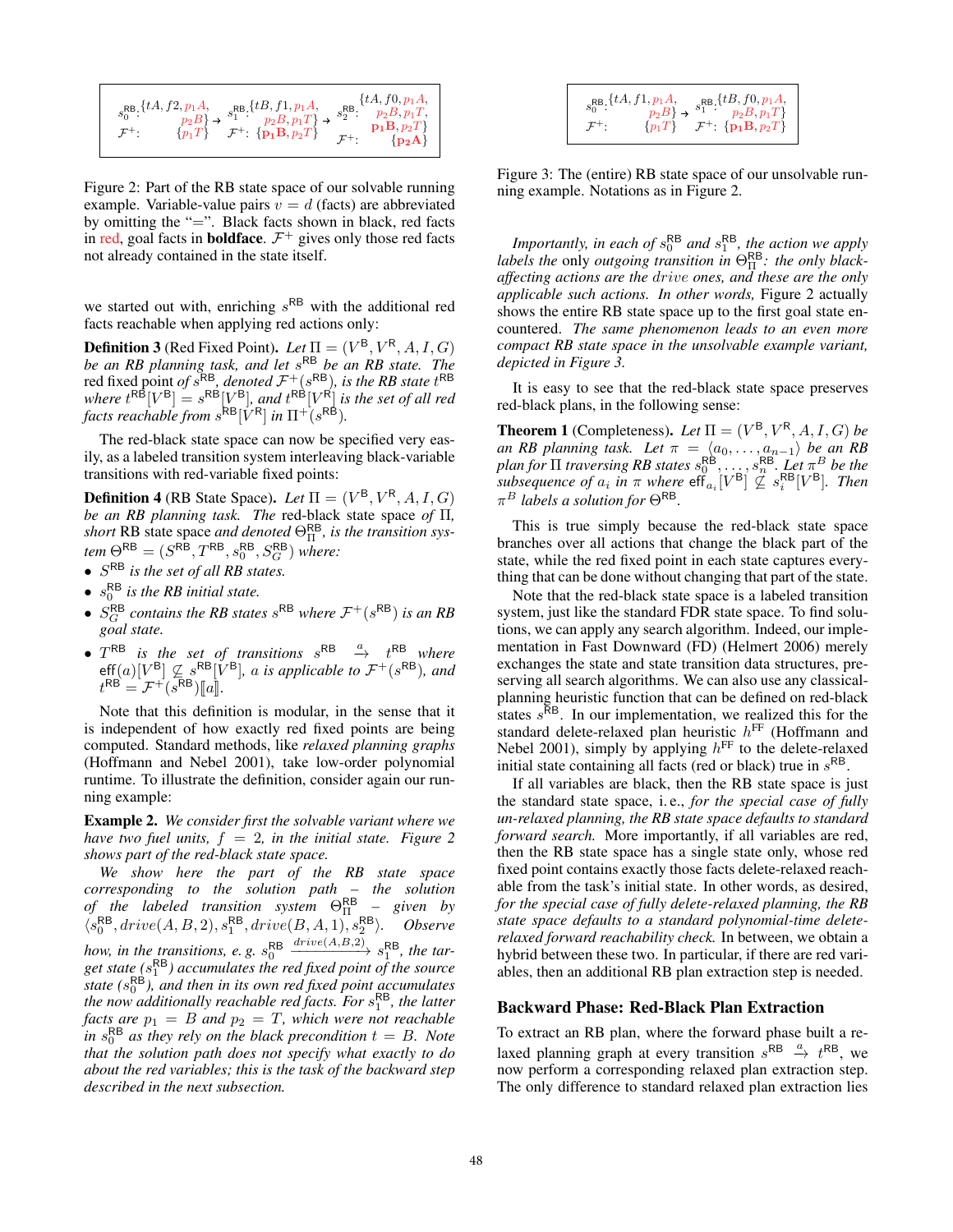| $s_0^{\mathsf{RB}}$: $\{tA, f2, p_1A, p_2B\}$ → | $s_1^{\mathsf{RB}}$: $\{tB, f1, p_1A, p_2B, p_1T\}$ → | $s_2^{\mathsf{RB}}$: $\{tA, f0, p_1A, p_2B, p_1T, \mathbf{p_1B}, p_2T\}$ |
|---|---|---|
| $\mathcal{F}^+$: $\{p_1T\}$ | $\mathcal{F}^+$: $\{\mathbf{p_1B}, p_2T\}$ | $\mathcal{F}^+$: $\{\mathbf{p_2A}\}$ |

Figure 2: Part of the RB state space of our solvable running example. Variable-value pairs $v = d$ (facts) are abbreviated by omitting the "=". Black facts shown in black, red facts in red, goal facts in **boldface**. $\mathcal{F}^+$ gives only those red facts not already contained in the state itself.

we started out with, enriching $s^{\mathsf{RB}}$ with the additional red facts reachable when applying red actions only:

**Definition 3** (Red Fixed Point). *Let $\Pi = (V^{\mathsf{B}}, V^{\mathsf{R}}, A, I, G)$ be an RB planning task, and let $s^{\mathsf{RB}}$ be an RB state. The* red fixed point *of $s^{\mathsf{RB}}$, denoted $\mathcal{F}^+(s^{\mathsf{RB}})$, is the RB state $t^{\mathsf{RB}}$ where $t^{\mathsf{RB}}[V^{\mathsf{B}}] = s^{\mathsf{RB}}[V^{\mathsf{B}}]$, and $t^{\mathsf{RB}}[V^{\mathsf{R}}]$ is the set of all red facts reachable from $s^{\mathsf{RB}}[V^{\mathsf{R}}]$ in $\Pi^+(s^{\mathsf{RB}})$.*

The red-black state space can now be specified very easily, as a labeled transition system interleaving black-variable transitions with red-variable fixed points:

**Definition 4** (RB State Space). *Let $\Pi = (V^{\mathsf{B}}, V^{\mathsf{R}}, A, I, G)$ be an RB planning task. The* red-black state space *of $\Pi$, short* RB state space *and denoted $\Theta^{\mathsf{RB}}_\Pi$, is the transition system $\Theta^{\mathsf{RB}} = (S^{\mathsf{RB}}, T^{\mathsf{RB}}, s_0^{\mathsf{RB}}, S_G^{\mathsf{RB}})$ where:*

- *$S^{\mathsf{RB}}$ is the set of all RB states.*
- *$s_0^{\mathsf{RB}}$ is the RB initial state.*
- *$S_G^{\mathsf{RB}}$ contains the RB states $s^{\mathsf{RB}}$ where $\mathcal{F}^+(s^{\mathsf{RB}})$ is an RB goal state.*
- *$T^{\mathsf{RB}}$ is the set of transitions $s^{\mathsf{RB}} \xrightarrow{a} t^{\mathsf{RB}}$ where $\mathsf{eff}(a)[V^{\mathsf{B}}] \not\subseteq s^{\mathsf{RB}}[V^{\mathsf{B}}]$, $a$ is applicable to $\mathcal{F}^+(s^{\mathsf{RB}})$, and $t^{\mathsf{RB}} = \mathcal{F}^+(s^{\mathsf{RB}})[\![a]\!]$.*

Note that this definition is modular, in the sense that it is independent of how exactly red fixed points are being computed. Standard methods, like *relaxed planning graphs* (Hoffmann and Nebel 2001), take low-order polynomial runtime. To illustrate the definition, consider again our running example:

**Example 2.** *We consider first the solvable variant where we have two fuel units, $f = 2$, in the initial state. Figure 2 shows part of the red-black state space.*

*We show here the part of the RB state space corresponding to the solution path – the solution of the labeled transition system $\Theta^{\mathsf{RB}}_\Pi$ – given by $\langle s_0^{\mathsf{RB}}, drive(A,B,2), s_1^{\mathsf{RB}}, drive(B,A,1), s_2^{\mathsf{RB}}\rangle$. Observe how, in the transitions, e. g. $s_0^{\mathsf{RB}} \xrightarrow{drive(A,B,2)} s_1^{\mathsf{RB}}$, the target (s$_1^{\mathsf{RB}}$) accumulates the red fixed point of the source state ($s_0^{\mathsf{RB}}$), and then in its own red fixed point accumulates the now additionally reachable red facts. For $s_1^{\mathsf{RB}}$, the latter facts are $p_1 = B$ and $p_2 = T$, which were not reachable in $s_0^{\mathsf{RB}}$ as they rely on the black precondition $t = B$. Note that the solution path does not specify what exactly to do about the red variables; this is the task of the backward step described in the next subsection.*

| $s_0^{\mathsf{RB}}$: $\{tA, f1, p_1A, p_2B\}$ → | $s_1^{\mathsf{RB}}$: $\{tB, f0, p_1A, p_2B, p_1T\}$ |
|---|---|
| $\mathcal{F}^+$: $\{p_1T\}$ | $\mathcal{F}^+$: $\{\mathbf{p_1B}, p_2T\}$ |

Figure 3: The (entire) RB state space of our unsolvable running example. Notations as in Figure 2.

*Importantly, in each of $s_0^{\mathsf{RB}}$ and $s_1^{\mathsf{RB}}$, the action we apply labels the* only *outgoing transition in $\Theta^{\mathsf{RB}}_\Pi$: the only black-affecting actions are the $drive$ ones, and these are the only applicable such actions. In other words,* Figure 2 *actually shows the entire RB state space up to the first goal state encountered. The same phenomenon leads to an even more compact RB state space in the unsolvable example variant, depicted in Figure 3.*

It is easy to see that the red-black state space preserves red-black plans, in the following sense:

**Theorem 1** (Completeness). *Let $\Pi = (V^{\mathsf{B}}, V^{\mathsf{R}}, A, I, G)$ be an RB planning task. Let $\pi = \langle a_0, \dots, a_{n-1}\rangle$ be an RB plan for $\Pi$ traversing RB states $s_0^{\mathsf{RB}}, \dots, s_n^{\mathsf{RB}}$. Let $\pi^B$ be the subsequence of $a_i$ in $\pi$ where $\mathsf{eff}_{a_i}[V^{\mathsf{B}}] \not\subseteq s_i^{\mathsf{RB}}[V^{\mathsf{B}}]$. Then $\pi^B$ labels a solution for $\Theta^{\mathsf{RB}}$.*

This is true simply because the red-black state space branches over all actions that change the black part of the state, while the red fixed point in each state captures everything that can be done without changing that part of the state.

Note that the red-black state space is a labeled transition system, just like the standard FDR state space. To find solutions, we can apply any search algorithm. Indeed, our implementation in Fast Downward (FD) (Helmert 2006) merely exchanges the state and state transition data structures, preserving all search algorithms. We can also use any classical-planning heuristic function that can be defined on red-black states $s^{\mathsf{RB}}$. In our implementation, we realized this for the standard delete-relaxed plan heuristic $h^{\mathsf{FF}}$ (Hoffmann and Nebel 2001), simply by applying $h^{\mathsf{FF}}$ to the delete-relaxed initial state containing all facts (red or black) true in $s^{\mathsf{RB}}$.

If all variables are black, then the RB state space is just the standard state space, i. e., *for the special case of fully un-relaxed planning, the RB state space defaults to standard forward search.* More importantly, if all variables are red, then the RB state space has a single state only, whose red fixed point contains exactly those facts delete-relaxed reachable from the task's initial state. In other words, as desired, *for the special case of fully delete-relaxed planning, the RB state space defaults to a standard polynomial-time delete-relaxed forward reachability check.* In between, we obtain a hybrid between these two. In particular, if there are red variables, then an additional RB plan extraction step is needed.

## Backward Phase: Red-Black Plan Extraction

To extract an RB plan, where the forward phase built a relaxed planning graph at every transition $s^{\mathsf{RB}} \xrightarrow{a} t^{\mathsf{RB}}$, we now perform a corresponding relaxed plan extraction step. The only difference to standard relaxed plan extraction lies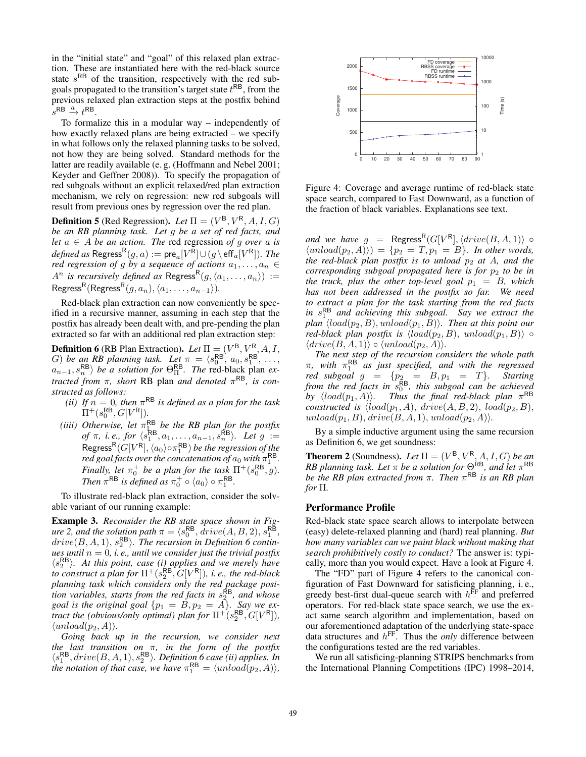in the "initial state" and "goal" of this relaxed plan extraction. These are instantiated here with the red-black source state $s^{\mathsf{RB}}$ of the transition, respectively with the red subgoals propagated to the transition's target state $t^{\mathsf{RB}}$, from the previous relaxed plan extraction steps at the postfix behind $s^{\mathsf{RB}} \xrightarrow{a} t^{\mathsf{RB}}$.

To formalize this in a modular way – independently of how exactly relaxed plans are being extracted – we specify in what follows only the relaxed planning tasks to be solved, not how they are being solved. Standard methods for the latter are readily available (e. g. (Hoffmann and Nebel 2001; Keyder and Geffner 2008)). To specify the propagation of red subgoals without an explicit relaxed/red plan extraction mechanism, we rely on regression: new red subgoals will result from previous ones by regression over the red plan.

**Definition 5** (Red Regression). *Let $\Pi = (V^{\mathsf{B}}, V^{\mathsf{R}}, A, I, G)$ be an RB planning task. Let $g$ be a set of red facts, and let $a \in A$ be an action. The* red regression *of $g$ over $a$ is defined as $\mathsf{Regress}^{\mathsf{R}}(g, a) := \mathsf{pre}_a[V^{\mathsf{R}}] \cup (g \setminus \mathsf{eff}_a[V^{\mathsf{R}}])$. The red regression of $g$ by a sequence of actions $a_1, \ldots, a_n \in A^n$ is recursively defined as $\mathsf{Regress}^{\mathsf{R}}(g, \langle a_1, \ldots, a_n \rangle) := \mathsf{Regress}^{\mathsf{R}}(\mathsf{Regress}^{\mathsf{R}}(g, a_n), \langle a_1, \ldots, a_{n-1} \rangle)$.*

Red-black plan extraction can now conveniently be specified in a recursive manner, assuming in each step that the postfix has already been dealt with, and pre-pending the plan extracted so far with an additional red plan extraction step:

**Definition 6** (RB Plan Extraction). *Let $\Pi = (V^{\mathsf{B}}, V^{\mathsf{R}}, A, I, G)$ be an RB planning task. Let $\pi = \langle s^{\mathsf{RB}}_0, a_0, s^{\mathsf{RB}}_1, \ldots, a_{n-1}, s^{\mathsf{RB}}_n \rangle$ be a solution for $\Theta^{\mathsf{RB}}_{\Pi}$. The* red-black plan *extracted from $\pi$, short* RB plan *and denoted $\pi^{\mathsf{RB}}$, is constructed as follows:*

- *(ii) If $n = 0$, then $\pi^{\mathsf{RB}}$ is defined as a plan for the task $\Pi^{+}(s^{\mathsf{RB}}_0, G[V^{\mathsf{R}}])$.*
- *(iiii) Otherwise, let $\pi^{\mathsf{RB}}_1$ be the RB plan for the postfix of $\pi$, i. e., for $\langle s^{\mathsf{RB}}_1, a_1, \ldots, a_{n-1}, s^{\mathsf{RB}}_n \rangle$. Let $g := \mathsf{Regress}^{\mathsf{R}}(G[V^{\mathsf{R}}], \langle a_0 \rangle \circ \pi^{\mathsf{RB}}_1)$ be the regression of the red goal facts over the concatenation of $a_0$ with $\pi^{\mathsf{RB}}_1$. Finally, let $\pi^{+}_0$ be a plan for the task $\Pi^{+}(s^{\mathsf{RB}}_0, g)$. Then $\pi^{\mathsf{RB}}$ is defined as $\pi^{+}_0 \circ \langle a_0 \rangle \circ \pi^{\mathsf{RB}}_1$.*

To illustrate red-black plan extraction, consider the solvable variant of our running example:

**Example 3.** *Reconsider the RB state space shown in Figure 2, and the solution path $\pi = \langle s^{\mathsf{RB}}_0, drive(A, B, 2), s^{\mathsf{RB}}_1, drive(B, A, 1), s^{\mathsf{RB}}_2 \rangle$. The recursion in Definition 6 continues until $n = 0$, i. e., until we consider just the trivial postfix $\langle s^{\mathsf{RB}}_2 \rangle$. At this point, case (i) applies and we merely have to construct a plan for $\Pi^{+}(s^{\mathsf{RB}}_2, G[V^{\mathsf{R}}])$, i. e., the red-black planning task which considers only the red package position variables, starts from the red facts in $s^{\mathsf{RB}}_2$, and whose goal is the original goal $\{p_1 = B, p_2 = A\}$. Say we extract the (obvious/only optimal) plan for $\Pi^{+}(s^{\mathsf{RB}}_2, G[V^{\mathsf{R}}])$, $\langle unload(p_2, A) \rangle$.*

*Going back up in the recursion, we consider next the last transition on $\pi$, in the form of the postfix $\langle s^{\mathsf{RB}}_1, drive(B, A, 1), s^{\mathsf{RB}}_2 \rangle$. Definition 6 case (ii) applies. In the notation of that case, we have $\pi^{\mathsf{RB}}_1 = \langle unload(p_2, A) \rangle$, and we have $g = \mathsf{Regress}^{\mathsf{R}}(G[V^{\mathsf{R}}], \langle drive(B, A, 1) \rangle \circ \langle unload(p_2, A) \rangle) = \{p_2 = T, p_1 = B\}$. In other words, the red-black plan postfix is to unload $p_2$ at $A$, and the corresponding subgoal propagated here is for $p_2$ to be in the truck, plus the other top-level goal $p_1 = B$, which has not been addressed in the postfix so far. We need to extract a plan for the task starting from the red facts in $s^{\mathsf{RB}}_1$ and achieving this subgoal. Say we extract the plan $\langle load(p_2, B), unload(p_1, B) \rangle$. Then at this point our red-black plan postfix is $\langle load(p_2, B), unload(p_1, B) \rangle \circ \langle drive(B, A, 1) \rangle \circ \langle unload(p_2, A) \rangle$.*

*The next step of the recursion considers the whole path $\pi$, with $\pi^{\mathsf{RB}}_1$ as just specified, and with the regressed red subgoal $g = \{p_2 = B, p_1 = T\}$. Starting from the red facts in $s^{\mathsf{RB}}_0$, this subgoal can be achieved by $\langle load(p_1, A) \rangle$. Thus the final red-black plan $\pi^{\mathsf{RB}}$ constructed is $\langle load(p_1, A), drive(A, B, 2), load(p_2, B), unload(p_1, B), drive(B, A, 1), unload(p_2, A) \rangle$.*

By a simple inductive argument using the same recursion as Definition 6, we get soundness:

**Theorem 2** (Soundness). *Let $\Pi = (V^{\mathsf{B}}, V^{\mathsf{R}}, A, I, G)$ be an RB planning task. Let $\pi$ be a solution for $\Theta^{\mathsf{RB}}$, and let $\pi^{\mathsf{RB}}$ be the RB plan extracted from $\pi$. Then $\pi^{\mathsf{RB}}$ is an RB plan for $\Pi$.*

## Performance Profile

Red-black state space search allows to interpolate between (easy) delete-relaxed planning and (hard) real planning. *But how many variables can we paint black without making that search prohibitively costly to conduct?* The answer is: typically, more than you would expect. Have a look at Figure 4.

Figure 4: Coverage and average runtime of red-black state space search, compared to Fast Downward, as a function of the fraction of black variables. Explanations see text.

The "FD" part of Figure 4 refers to the canonical configuration of Fast Downward for satisficing planning, i. e., greedy best-first dual-queue search with $h^{\mathsf{FF}}$ and preferred operators. For red-black state space search, we use the exact same search algorithm and implementation, based on our aforementioned adaptation of the underlying state-space data structures and $h^{\mathsf{FF}}$. Thus the *only* difference between the configurations tested are the red variables.

We run all satisficing-planning STRIPS benchmarks from the International Planning Competitions (IPC) 1998–2014,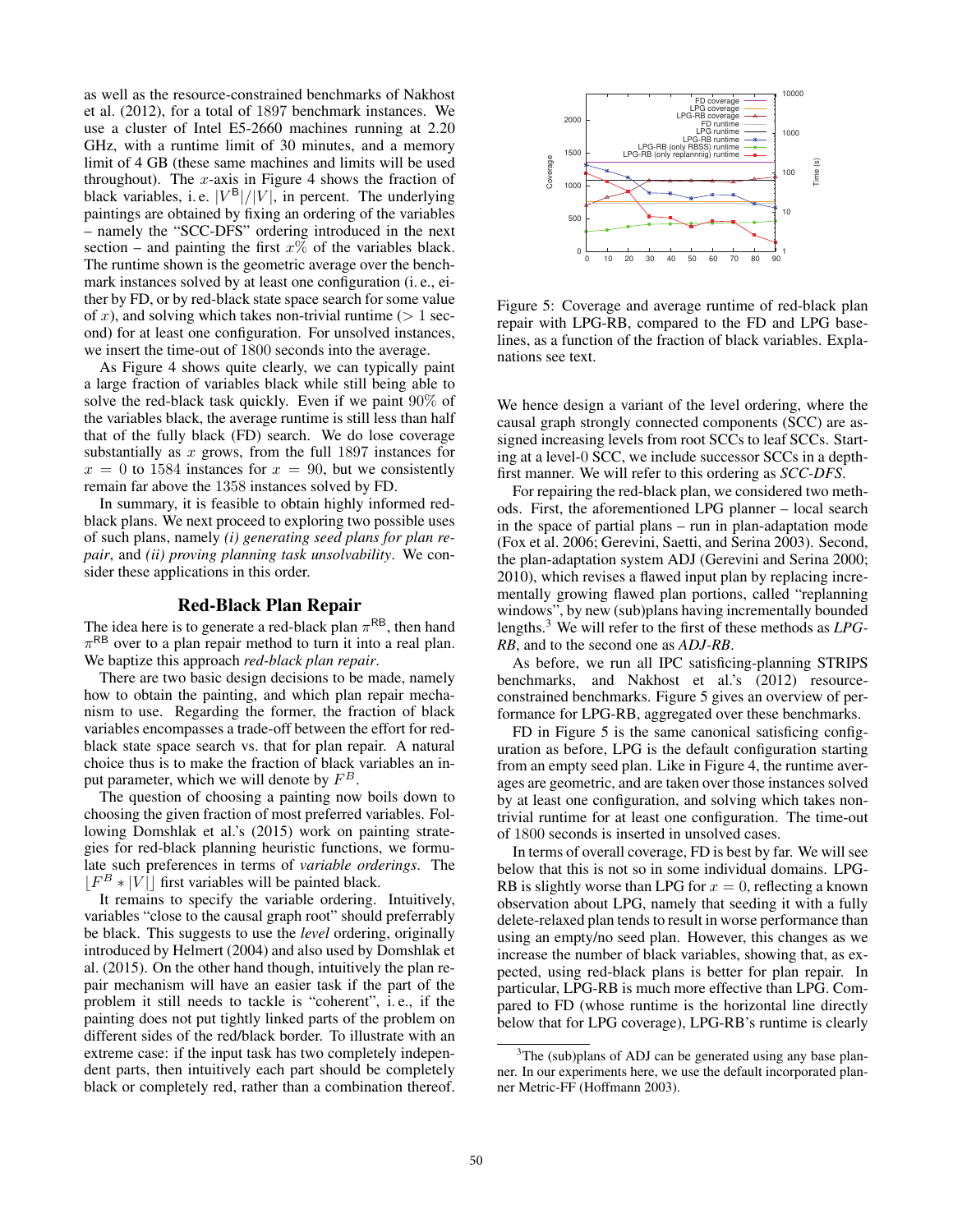as well as the resource-constrained benchmarks of Nakhost et al. (2012), for a total of 1897 benchmark instances. We use a cluster of Intel E5-2660 machines running at 2.20 GHz, with a runtime limit of 30 minutes, and a memory limit of 4 GB (these same machines and limits will be used throughout). The $x$-axis in Figure 4 shows the fraction of black variables, i. e. $|V^{\mathsf{B}}|/|V|$, in percent. The underlying paintings are obtained by fixing an ordering of the variables – namely the "SCC-DFS" ordering introduced in the next section – and painting the first $x\%$ of the variables black. The runtime shown is the geometric average over the benchmark instances solved by at least one configuration (i. e., either by FD, or by red-black state space search for some value of $x$), and solving which takes non-trivial runtime ($> 1$ second) for at least one configuration. For unsolved instances, we insert the time-out of 1800 seconds into the average.

As Figure 4 shows quite clearly, we can typically paint a large fraction of variables black while still being able to solve the red-black task quickly. Even if we paint 90% of the variables black, the average runtime is still less than half that of the fully black (FD) search. We do lose coverage substantially as $x$ grows, from the full 1897 instances for $x = 0$ to 1584 instances for $x = 90$, but we consistently remain far above the 1358 instances solved by FD.

In summary, it is feasible to obtain highly informed red-black plans. We next proceed to exploring two possible uses of such plans, namely *(i) generating seed plans for plan repair*, and *(ii) proving planning task unsolvability*. We consider these applications in this order.

## Red-Black Plan Repair

The idea here is to generate a red-black plan $\pi^{\mathsf{RB}}$, then hand $\pi^{\mathsf{RB}}$ over to a plan repair method to turn it into a real plan. We baptize this approach *red-black plan repair*.

There are two basic design decisions to be made, namely how to obtain the painting, and which plan repair mechanism to use. Regarding the former, the fraction of black variables encompasses a trade-off between the effort for red-black state space search vs. that for plan repair. A natural choice thus is to make the fraction of black variables an input parameter, which we will denote by $F^B$.

The question of choosing a painting now boils down to choosing the given fraction of most preferred variables. Following Domshlak et al.'s (2015) work on painting strategies for red-black planning heuristic functions, we formulate such preferences in terms of *variable orderings*. The $\lfloor F^B * |V| \rfloor$ first variables will be painted black.

It remains to specify the variable ordering. Intuitively, variables "close to the causal graph root" should preferrably be black. This suggests to use the *level* ordering, originally introduced by Helmert (2004) and also used by Domshlak et al. (2015). On the other hand though, intuitively the plan repair mechanism will have an easier task if the part of the problem it still needs to tackle is "coherent", i. e., if the painting does not put tightly linked parts of the problem on different sides of the red/black border. To illustrate with an extreme case: if the input task has two completely independent parts, then intuitively each part should be completely black or completely red, rather than a combination thereof.

Figure 5: Coverage and average runtime of red-black plan repair with LPG-RB, compared to the FD and LPG baselines, as a function of the fraction of black variables. Explanations see text.

We hence design a variant of the level ordering, where the causal graph strongly connected components (SCC) are assigned increasing levels from root SCCs to leaf SCCs. Starting at a level-0 SCC, we include successor SCCs in a depth-first manner. We will refer to this ordering as *SCC-DFS*.

For repairing the red-black plan, we considered two methods. First, the aforementioned LPG planner – local search in the space of partial plans – run in plan-adaptation mode (Fox et al. 2006; Gerevini, Saetti, and Serina 2003). Second, the plan-adaptation system ADJ (Gerevini and Serina 2000; 2010), which revises a flawed input plan by replacing incrementally growing flawed plan portions, called "replanning windows", by new (sub)plans having incrementally bounded lengths.[3] We will refer to the first of these methods as *LPG-RB*, and to the second one as *ADJ-RB*.

As before, we run all IPC satisficing-planning STRIPS benchmarks, and Nakhost et al.'s (2012) resource-constrained benchmarks. Figure 5 gives an overview of performance for LPG-RB, aggregated over these benchmarks.

FD in Figure 5 is the same canonical satisficing configuration as before, LPG is the default configuration starting from an empty seed plan. Like in Figure 4, the runtime averages are geometric, and are taken over those instances solved by at least one configuration, and solving which takes non-trivial runtime for at least one configuration. The time-out of 1800 seconds is inserted in unsolved cases.

In terms of overall coverage, FD is best by far. We will see below that this is not so in some individual domains. LPG-RB is slightly worse than LPG for $x = 0$, reflecting a known observation about LPG, namely that seeding it with a fully delete-relaxed plan tends to result in worse performance than using an empty/no seed plan. However, this changes as we increase the number of black variables, showing that, as expected, using red-black plans is better for plan repair. In particular, LPG-RB is much more effective than LPG. Compared to FD (whose runtime is the horizontal line directly below that for LPG coverage), LPG-RB's runtime is clearly

[3] The (sub)plans of ADJ can be generated using any base planner. In our experiments here, we use the default incorporated planner Metric-FF (Hoffmann 2003).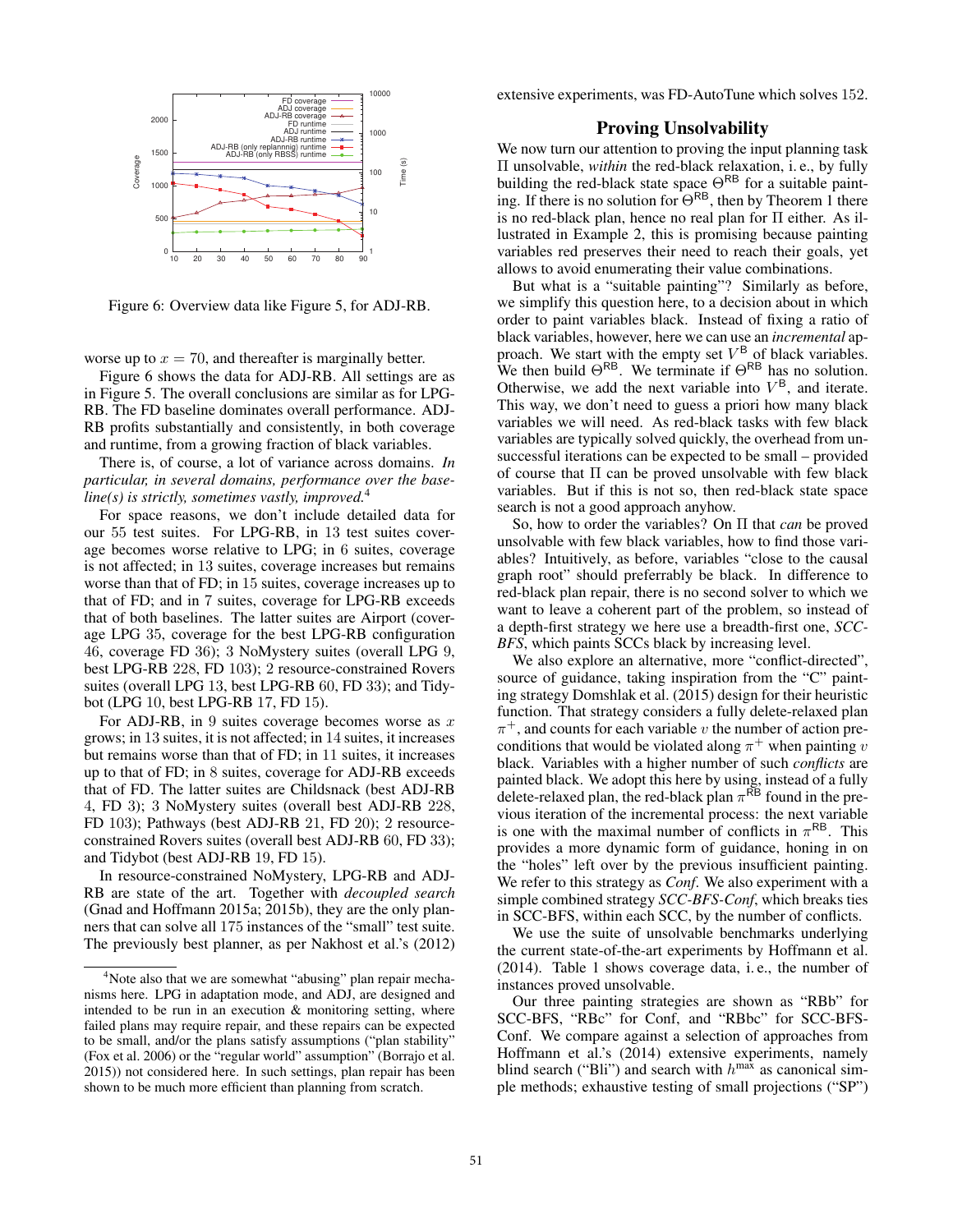Figure 6: Overview data like Figure 5, for ADJ-RB.

worse up to $x = 70$, and thereafter is marginally better.

Figure 6 shows the data for ADJ-RB. All settings are as in Figure 5. The overall conclusions are similar as for LPG-RB. The FD baseline dominates overall performance. ADJ-RB profits substantially and consistently, in both coverage and runtime, from a growing fraction of black variables.

There is, of course, a lot of variance across domains. *In particular, in several domains, performance over the baseline(s) is strictly, sometimes vastly, improved.*[4]

For space reasons, we don't include detailed data for our 55 test suites. For LPG-RB, in 13 test suites coverage becomes worse relative to LPG; in 6 suites, coverage is not affected; in 13 suites, coverage increases but remains worse than that of FD; in 15 suites, coverage increases up to that of FD; and in 7 suites, coverage for LPG-RB exceeds that of both baselines. The latter suites are Airport (coverage LPG 35, coverage for the best LPG-RB configuration 46, coverage FD 36); 3 NoMystery suites (overall LPG 9, best LPG-RB 228, FD 103); 2 resource-constrained Rovers suites (overall LPG 13, best LPG-RB 60, FD 33); and Tidybot (LPG 10, best LPG-RB 17, FD 15).

For ADJ-RB, in 9 suites coverage becomes worse as $x$ grows; in 13 suites, it is not affected; in 14 suites, it increases but remains worse than that of FD; in 11 suites, it increases up to that of FD; in 8 suites, coverage for ADJ-RB exceeds that of FD. The latter suites are Childsnack (best ADJ-RB 4, FD 3); 3 NoMystery suites (overall best ADJ-RB 228, FD 103); Pathways (best ADJ-RB 21, FD 20); 2 resource-constrained Rovers suites (overall best ADJ-RB 60, FD 33); and Tidybot (best ADJ-RB 19, FD 15).

In resource-constrained NoMystery, LPG-RB and ADJ-RB are state of the art. Together with *decoupled search* (Gnad and Hoffmann 2015a; 2015b), they are the only planners that can solve all 175 instances of the "small" test suite. The previously best planner, as per Nakhost et al.'s (2012) extensive experiments, was FD-AutoTune which solves 152.

[4] Note also that we are somewhat "abusing" plan repair mechanisms here. LPG in adaptation mode, and ADJ, are designed and intended to be run in an execution & monitoring setting, where failed plans may require repair, and these repairs can be expected to be small, and/or the plans satisfy assumptions ("plan stability" (Fox et al. 2006) or the "regular world" assumption" (Borrajo et al. 2015)) not considered here. In such settings, plan repair has been shown to be much more efficient than planning from scratch.

## Proving Unsolvability

We now turn our attention to proving the input planning task $\Pi$ unsolvable, *within* the red-black relaxation, i. e., by fully building the red-black state space $\Theta^{\mathsf{RB}}$ for a suitable painting. If there is no solution for $\Theta^{\mathsf{RB}}$, then by Theorem 1 there is no red-black plan, hence no real plan for $\Pi$ either. As illustrated in Example 2, this is promising because painting variables red preserves their need to reach their goals, yet allows to avoid enumerating their value combinations.

But what is a "suitable painting"? Similarly as before, we simplify this question here, to a decision about in which order to paint variables black. Instead of fixing a ratio of black variables, however, here we can use an *incremental* approach. We start with the empty set $V^{\mathsf{B}}$ of black variables. We then build $\Theta^{\mathsf{RB}}$. We terminate if $\Theta^{\mathsf{RB}}$ has no solution. Otherwise, we add the next variable into $V^{\mathsf{B}}$, and iterate. This way, we don't need to guess a priori how many black variables we will need. As red-black tasks with few black variables are typically solved quickly, the overhead from unsuccessful iterations can be expected to be small – provided of course that $\Pi$ can be proved unsolvable with few black variables. But if this is not so, then red-black state space search is not a good approach anyhow.

So, how to order the variables? On $\Pi$ that *can* be proved unsolvable with few black variables, how to find those variables? Intuitively, as before, variables "close to the causal graph root" should preferrably be black. In difference to red-black plan repair, there is no second solver to which we want to leave a coherent part of the problem, so instead of a depth-first strategy we here use a breadth-first one, *SCC-BFS*, which paints SCCs black by increasing level.

We also explore an alternative, more "conflict-directed", source of guidance, taking inspiration from the "C" painting strategy Domshlak et al. (2015) design for their heuristic function. That strategy considers a fully delete-relaxed plan $\pi^+$, and counts for each variable $v$ the number of action preconditions that would be violated along $\pi^+$ when painting $v$ black. Variables with a higher number of such *conflicts* are painted black. We adopt this here by using, instead of a fully delete-relaxed plan, the red-black plan $\pi^{\mathsf{RB}}$ found in the previous iteration of the incremental process: the next variable is one with the maximal number of conflicts in $\pi^{\mathsf{RB}}$. This provides a more dynamic form of guidance, honing in on the "holes" left over by the previous insufficient painting. We refer to this strategy as *Conf*. We also experiment with a simple combined strategy *SCC-BFS-Conf*, which breaks ties in SCC-BFS, within each SCC, by the number of conflicts.

We use the suite of unsolvable benchmarks underlying the current state-of-the-art experiments by Hoffmann et al. (2014). Table 1 shows coverage data, i. e., the number of instances proved unsolvable.

Our three painting strategies are shown as "RBb" for SCC-BFS, "RBc" for Conf, and "RBbc" for SCC-BFS-Conf. We compare against a selection of approaches from Hoffmann et al.'s (2014) extensive experiments, namely blind search ("Bli") and search with $h^{\max}$ as canonical simple methods; exhaustive testing of small projections ("SP")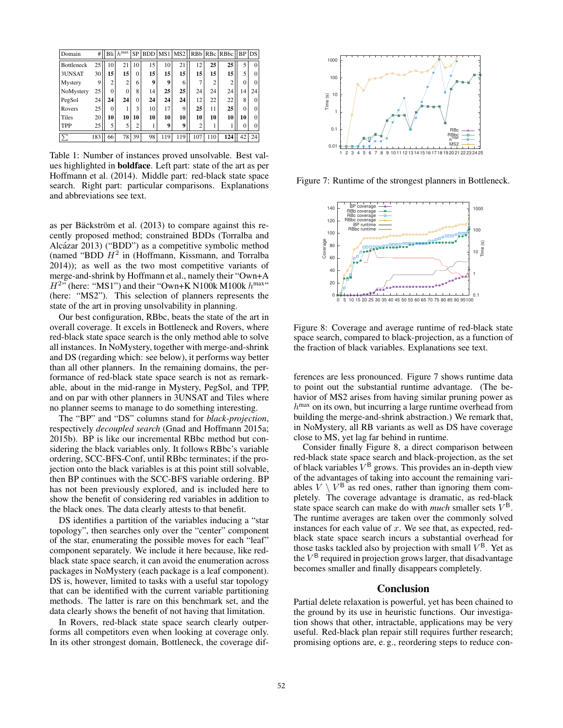| Domain | # | Bli | $h^{\max}$ | SP | BDD | MS1 | MS2 | RBb | RBc | RBbc | BP | DS |
|---|---|---|---|---|---|---|---|---|---|---|---|---|
| Bottleneck | 25 | 10 | 21 | 10 | 15 | 10 | 21 | 12 | **25** | **25** | 5 | 0 |
| 3UNSAT | 30 | **15** | **15** | 0 | **15** | **15** | **15** | **15** | **15** | **15** | 5 | 0 |
| Mystery | 9 | 2 | 2 | 6 | **9** | **9** | 6 | 7 | 2 | 2 | 0 | 0 |
| NoMystery | 25 | 0 | 0 | 8 | 14 | **25** | **25** | 24 | 24 | 24 | 14 | 24 |
| PegSol | 24 | **24** | **24** | 0 | **24** | **24** | **24** | 12 | 22 | 22 | 8 | 0 |
| Rovers | 25 | 0 | 1 | 3 | 10 | 17 | 9 | **25** | 11 | **25** | 0 | 0 |
| Tiles | 20 | **10** | **10** | **10** | **10** | **10** | **10** | **10** | **10** | **10** | **10** | 0 |
| TPP | 25 | 5 | 5 | 2 | 1 | **9** | **9** | 2 | 1 | 1 | 0 | 0 |
| $\sum$ | 183 | 66 | 78 | 39 | 98 | 119 | 119 | 107 | 110 | **124** | 42 | 24 |

Table 1: Number of instances proved unsolvable. Best values highlighted in **boldface**. Left part: state of the art as per Hoffmann et al. (2014). Middle part: red-black state space search. Right part: particular comparisons. Explanations and abbreviations see text.

as per Bäckström et al. (2013) to compare against this recently proposed method; constrained BDDs (Torralba and Alcázar 2013) ("BDD") as a competitive symbolic method (named "BDD $H^2$ in (Hoffmann, Kissmann, and Torralba 2014)); as well as the two most competitive variants of merge-and-shrink by Hoffmann et al., namely their "Own+A $H^2$" (here: "MS1") and their "Own+K N100k M100k $h^{\max}$" (here: "MS2"). This selection of planners represents the state of the art in proving unsolvability in planning.

Our best configuration, RBbc, beats the state of the art in overall coverage. It excels in Bottleneck and Rovers, where red-black state space search is the only method able to solve all instances. In NoMystery, together with merge-and-shrink and DS (regarding which: see below), it performs way better than all other planners. In the remaining domains, the performance of red-black state space search is not as remarkable, about in the mid-range in Mystery, PegSol, and TPP, and on par with other planners in 3UNSAT and Tiles where no planner seems to manage to do something interesting.

The "BP" and "DS" columns stand for *black-projection*, respectively *decoupled search* (Gnad and Hoffmann 2015a; 2015b). BP is like our incremental RBbc method but considering the black variables only. It follows RBbc's variable ordering, SCC-BFS-Conf, until RBbc terminates; if the projection onto the black variables is at this point still solvable, then BP continues with the SCC-BFS variable ordering. BP has not been previously explored, and is included here to show the benefit of considering red variables in addition to the black ones. The data clearly attests to that benefit.

DS identifies a partition of the variables inducing a "star topology", then searches only over the "center" component of the star, enumerating the possible moves for each "leaf" component separately. We include it here because, like red-black state space search, it can avoid the enumeration across packages in NoMystery (each package is a leaf component). DS is, however, limited to tasks with a useful star topology that can be identified with the current variable partitioning methods. The latter is rare on this benchmark set, and the data clearly shows the benefit of not having that limitation.

In Rovers, red-black state space search clearly outperforms all competitors even when looking at coverage only. In its other strongest domain, Bottleneck, the coverage differences are less pronounced. Figure 7 shows runtime data to point out the substantial runtime advantage. (The behavior of MS2 arises from having similar pruning power as $h^{\max}$ on its own, but incurring a large runtime overhead from building the merge-and-shrink abstraction.) We remark that, in NoMystery, all RB variants as well as DS have coverage close to MS, yet lag far behind in runtime.

Figure 7: Runtime of the strongest planners in Bottleneck.

Figure 8: Coverage and average runtime of red-black state space search, compared to black-projection, as a function of the fraction of black variables. Explanations see text.

Consider finally Figure 8, a direct comparison between red-black state space search and black-projection, as the set of black variables $V^{\mathsf{B}}$ grows. This provides an in-depth view of the advantages of taking into account the remaining variables $V \setminus V^{\mathsf{B}}$ as red ones, rather than ignoring them completely. The coverage advantage is dramatic, as red-black state space search can make do with *much* smaller sets $V^{\mathsf{B}}$. The runtime averages are taken over the commonly solved instances for each value of $x$. We see that, as expected, red-black state space search incurs a substantial overhead for those tasks tackled also by projection with small $V^{\mathsf{B}}$. Yet as the $V^{\mathsf{B}}$ required in projection grows larger, that disadvantage becomes smaller and finally disappears completely.

## Conclusion

Partial delete relaxation is powerful, yet has been chained to the ground by its use in heuristic functions. Our investigation shows that other, intractable, applications may be very useful. Red-black plan repair still requires further research; promising options are, e. g., reordering steps to reduce con-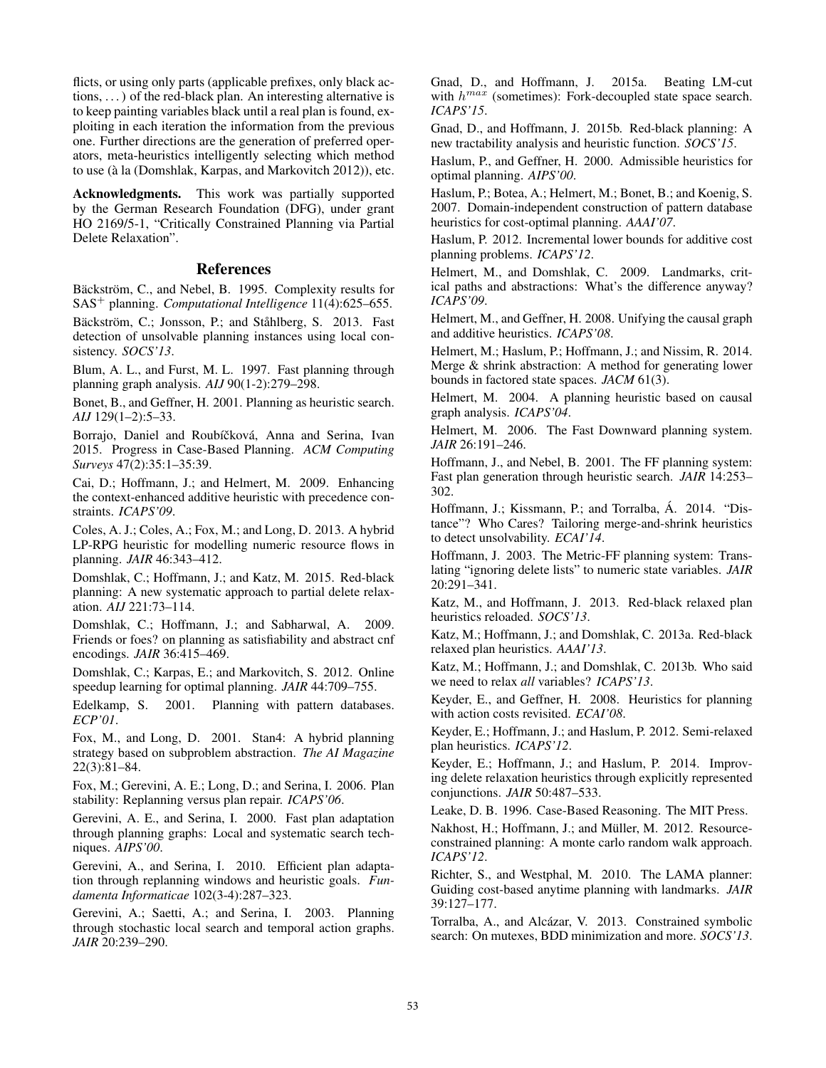flicts, or using only parts (applicable prefixes, only black actions, ...) of the red-black plan. An interesting alternative is to keep painting variables black until a real plan is found, exploiting in each iteration the information from the previous one. Further directions are the generation of preferred operators, meta-heuristics intelligently selecting which method to use (à la (Domshlak, Karpas, and Markovitch 2012)), etc.

**Acknowledgments.** This work was partially supported by the German Research Foundation (DFG), under grant HO 2169/5-1, "Critically Constrained Planning via Partial Delete Relaxation".

## References

Bäckström, C., and Nebel, B. 1995. Complexity results for SAS$^+$ planning. *Computational Intelligence* 11(4):625–655.

Bäckström, C.; Jonsson, P.; and Ståhlberg, S. 2013. Fast detection of unsolvable planning instances using local consistency. *SOCS'13*.

Blum, A. L., and Furst, M. L. 1997. Fast planning through planning graph analysis. *AIJ* 90(1-2):279–298.

Bonet, B., and Geffner, H. 2001. Planning as heuristic search. *AIJ* 129(1–2):5–33.

Borrajo, Daniel and Roubíčková, Anna and Serina, Ivan 2015. Progress in Case-Based Planning. *ACM Computing Surveys* 47(2):35:1–35:39.

Cai, D.; Hoffmann, J.; and Helmert, M. 2009. Enhancing the context-enhanced additive heuristic with precedence constraints. *ICAPS'09*.

Coles, A. J.; Coles, A.; Fox, M.; and Long, D. 2013. A hybrid LP-RPG heuristic for modelling numeric resource flows in planning. *JAIR* 46:343–412.

Domshlak, C.; Hoffmann, J.; and Katz, M. 2015. Red-black planning: A new systematic approach to partial delete relaxation. *AIJ* 221:73–114.

Domshlak, C.; Hoffmann, J.; and Sabharwal, A. 2009. Friends or foes? on planning as satisfiability and abstract cnf encodings. *JAIR* 36:415–469.

Domshlak, C.; Karpas, E.; and Markovitch, S. 2012. Online speedup learning for optimal planning. *JAIR* 44:709–755.

Edelkamp, S. 2001. Planning with pattern databases. *ECP'01*.

Fox, M., and Long, D. 2001. Stan4: A hybrid planning strategy based on subproblem abstraction. *The AI Magazine* 22(3):81–84.

Fox, M.; Gerevini, A. E.; Long, D.; and Serina, I. 2006. Plan stability: Replanning versus plan repair. *ICAPS'06*.

Gerevini, A. E., and Serina, I. 2000. Fast plan adaptation through planning graphs: Local and systematic search techniques. *AIPS'00*.

Gerevini, A., and Serina, I. 2010. Efficient plan adaptation through replanning windows and heuristic goals. *Fundamenta Informaticae* 102(3-4):287–323.

Gerevini, A.; Saetti, A.; and Serina, I. 2003. Planning through stochastic local search and temporal action graphs. *JAIR* 20:239–290.

Gnad, D., and Hoffmann, J. 2015a. Beating LM-cut with $h^{max}$ (sometimes): Fork-decoupled state space search. *ICAPS'15*.

Gnad, D., and Hoffmann, J. 2015b. Red-black planning: A new tractability analysis and heuristic function. *SOCS'15*.

Haslum, P., and Geffner, H. 2000. Admissible heuristics for optimal planning. *AIPS'00*.

Haslum, P.; Botea, A.; Helmert, M.; Bonet, B.; and Koenig, S. 2007. Domain-independent construction of pattern database heuristics for cost-optimal planning. *AAAI'07*.

Haslum, P. 2012. Incremental lower bounds for additive cost planning problems. *ICAPS'12*.

Helmert, M., and Domshlak, C. 2009. Landmarks, critical paths and abstractions: What's the difference anyway? *ICAPS'09*.

Helmert, M., and Geffner, H. 2008. Unifying the causal graph and additive heuristics. *ICAPS'08*.

Helmert, M.; Haslum, P.; Hoffmann, J.; and Nissim, R. 2014. Merge & shrink abstraction: A method for generating lower bounds in factored state spaces. *JACM* 61(3).

Helmert, M. 2004. A planning heuristic based on causal graph analysis. *ICAPS'04*.

Helmert, M. 2006. The Fast Downward planning system. *JAIR* 26:191–246.

Hoffmann, J., and Nebel, B. 2001. The FF planning system: Fast plan generation through heuristic search. *JAIR* 14:253–302.

Hoffmann, J.; Kissmann, P.; and Torralba, Á. 2014. "Distance"? Who Cares? Tailoring merge-and-shrink heuristics to detect unsolvability. *ECAI'14*.

Hoffmann, J. 2003. The Metric-FF planning system: Translating "ignoring delete lists" to numeric state variables. *JAIR* 20:291–341.

Katz, M., and Hoffmann, J. 2013. Red-black relaxed plan heuristics reloaded. *SOCS'13*.

Katz, M.; Hoffmann, J.; and Domshlak, C. 2013a. Red-black relaxed plan heuristics. *AAAI'13*.

Katz, M.; Hoffmann, J.; and Domshlak, C. 2013b. Who said we need to relax *all* variables? *ICAPS'13*.

Keyder, E., and Geffner, H. 2008. Heuristics for planning with action costs revisited. *ECAI'08*.

Keyder, E.; Hoffmann, J.; and Haslum, P. 2012. Semi-relaxed plan heuristics. *ICAPS'12*.

Keyder, E.; Hoffmann, J.; and Haslum, P. 2014. Improving delete relaxation heuristics through explicitly represented conjunctions. *JAIR* 50:487–533.

Leake, D. B. 1996. Case-Based Reasoning. The MIT Press.

Nakhost, H.; Hoffmann, J.; and Müller, M. 2012. Resource-constrained planning: A monte carlo random walk approach. *ICAPS'12*.

Richter, S., and Westphal, M. 2010. The LAMA planner: Guiding cost-based anytime planning with landmarks. *JAIR* 39:127–177.

Torralba, A., and Alcázar, V. 2013. Constrained symbolic search: On mutexes, BDD minimization and more. *SOCS'13*.